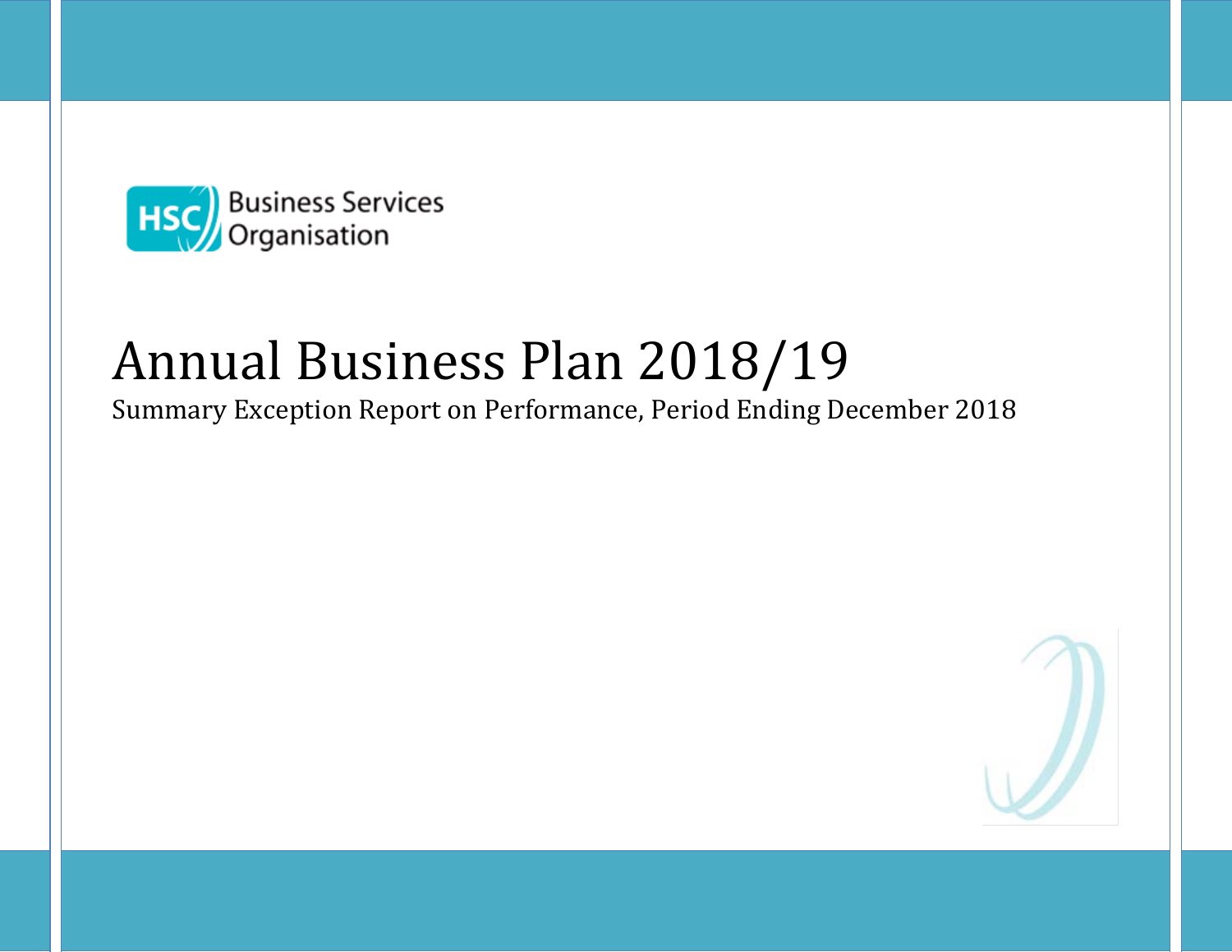HSC Business Services Organisation

# Annual Business Plan 2018/19

Summary Exception Report on Performance, Period Ending December 2018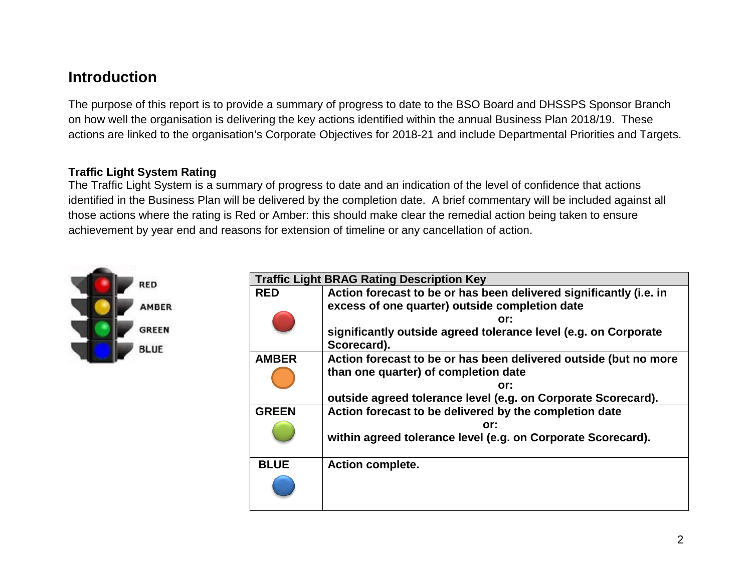## Introduction

The purpose of this report is to provide a summary of progress to date to the BSO Board and DHSSPS Sponsor Branch on how well the organisation is delivering the key actions identified within the annual Business Plan 2018/19. These actions are linked to the organisation's Corporate Objectives for 2018-21 and include Departmental Priorities and Targets.

### Traffic Light System Rating

The Traffic Light System is a summary of progress to date and an indication of the level of confidence that actions identified in the Business Plan will be delivered by the completion date. A brief commentary will be included against all those actions where the rating is Red or Amber: this should make clear the remedial action being taken to ensure achievement by year end and reasons for extension of timeline or any cancellation of action.

RED
AMBER
GREEN
BLUE

| Traffic Light BRAG Rating Description Key | |
|---|---|
| **RED** | **Action forecast to be or has been delivered significantly (i.e. in excess of one quarter) outside completion date or: significantly outside agreed tolerance level (e.g. on Corporate Scorecard).** |
| **AMBER** | **Action forecast to be or has been delivered outside (but no more than one quarter) of completion date or: outside agreed tolerance level (e.g. on Corporate Scorecard).** |
| **GREEN** | **Action forecast to be delivered by the completion date or: within agreed tolerance level (e.g. on Corporate Scorecard).** |
| **BLUE** | **Action complete.** |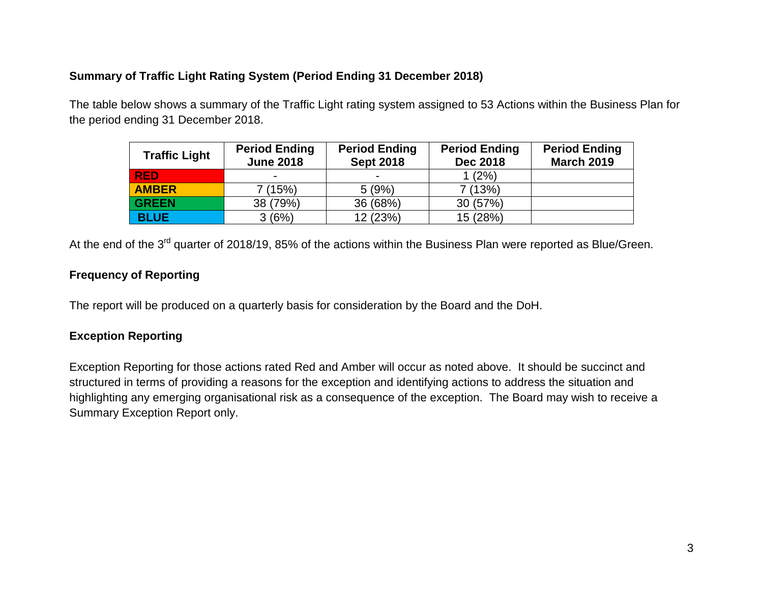**Summary of Traffic Light Rating System (Period Ending 31 December 2018)**

The table below shows a summary of the Traffic Light rating system assigned to 53 Actions within the Business Plan for the period ending 31 December 2018.

| Traffic Light | Period Ending June 2018 | Period Ending Sept 2018 | Period Ending Dec 2018 | Period Ending March 2019 |
|---|---|---|---|---|
| RED | - | - | 1 (2%) | |
| AMBER | 7 (15%) | 5 (9%) | 7 (13%) | |
| GREEN | 38 (79%) | 36 (68%) | 30 (57%) | |
| BLUE | 3 (6%) | 12 (23%) | 15 (28%) | |

At the end of the 3rd quarter of 2018/19, 85% of the actions within the Business Plan were reported as Blue/Green.

**Frequency of Reporting**

The report will be produced on a quarterly basis for consideration by the Board and the DoH.

**Exception Reporting**

Exception Reporting for those actions rated Red and Amber will occur as noted above. It should be succinct and structured in terms of providing a reasons for the exception and identifying actions to address the situation and highlighting any emerging organisational risk as a consequence of the exception. The Board may wish to receive a Summary Exception Report only.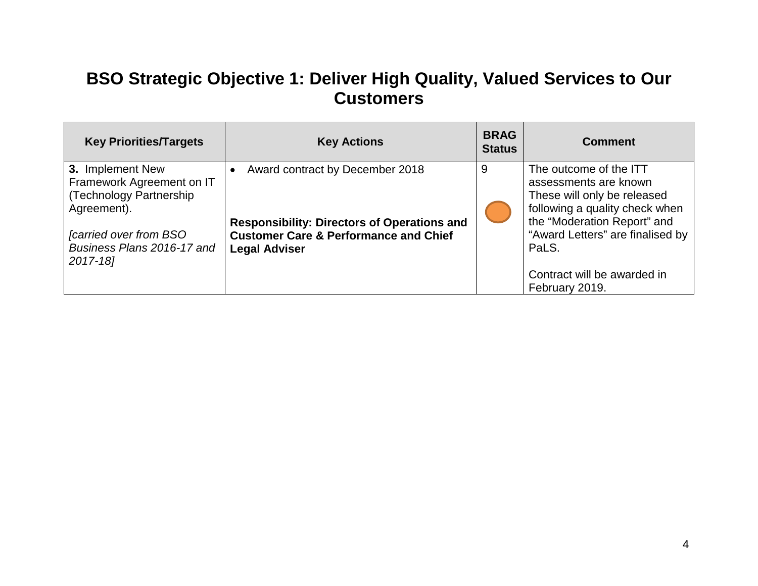# BSO Strategic Objective 1: Deliver High Quality, Valued Services to Our Customers

| Key Priorities/Targets | Key Actions | BRAG Status | Comment |
|---|---|---|---|
| **3.** Implement New Framework Agreement on IT (Technology Partnership Agreement).<br><br>*[carried over from BSO Business Plans 2016-17 and 2017-18]* | • Award contract by December 2018<br><br>**Responsibility: Directors of Operations and Customer Care & Performance and Chief Legal Adviser** | 9 | The outcome of the ITT assessments are known These will only be released following a quality check when the "Moderation Report" and "Award Letters" are finalised by PaLS.<br><br>Contract will be awarded in February 2019. |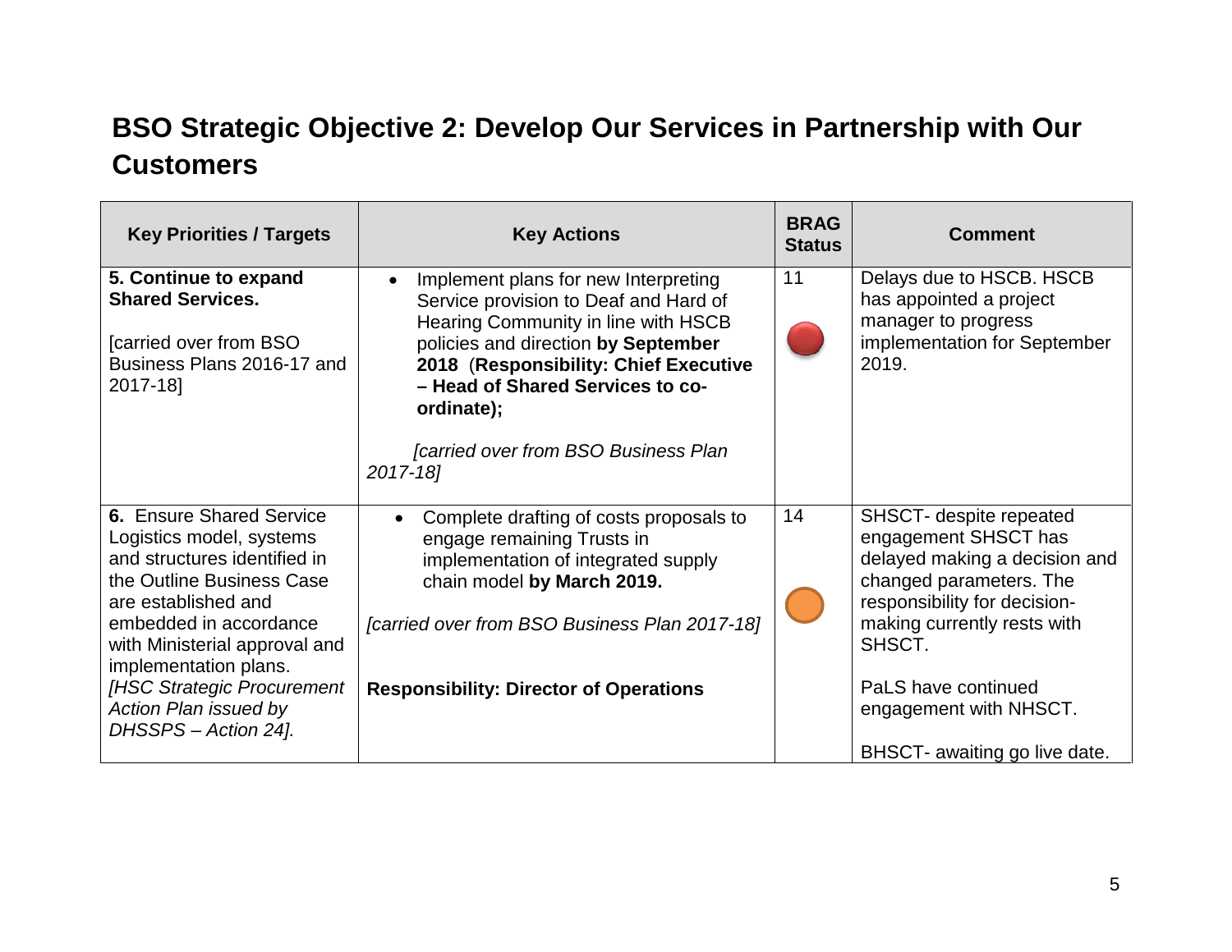# BSO Strategic Objective 2: Develop Our Services in Partnership with Our Customers

| Key Priorities / Targets | Key Actions | BRAG Status | Comment |
|---|---|---|---|
| **5. Continue to expand Shared Services.**<br><br>[carried over from BSO Business Plans 2016-17 and 2017-18] | • Implement plans for new Interpreting Service provision to Deaf and Hard of Hearing Community in line with HSCB policies and direction **by September 2018** (**Responsibility: Chief Executive – Head of Shared Services to co-ordinate);**<br><br>*[carried over from BSO Business Plan 2017-18]* | 11 (Red) | Delays due to HSCB. HSCB has appointed a project manager to progress implementation for September 2019. |
| **6.** Ensure Shared Service Logistics model, systems and structures identified in the Outline Business Case are established and embedded in accordance with Ministerial approval and implementation plans.<br>*[HSC Strategic Procurement Action Plan issued by DHSSPS – Action 24].* | • Complete drafting of costs proposals to engage remaining Trusts in implementation of integrated supply chain model **by March 2019.**<br><br>*[carried over from BSO Business Plan 2017-18]*<br><br>**Responsibility: Director of Operations** | 14 (Amber) | SHSCT- despite repeated engagement SHSCT has delayed making a decision and changed parameters. The responsibility for decision-making currently rests with SHSCT.<br><br>PaLS have continued engagement with NHSCT.<br><br>BHSCT- awaiting go live date. |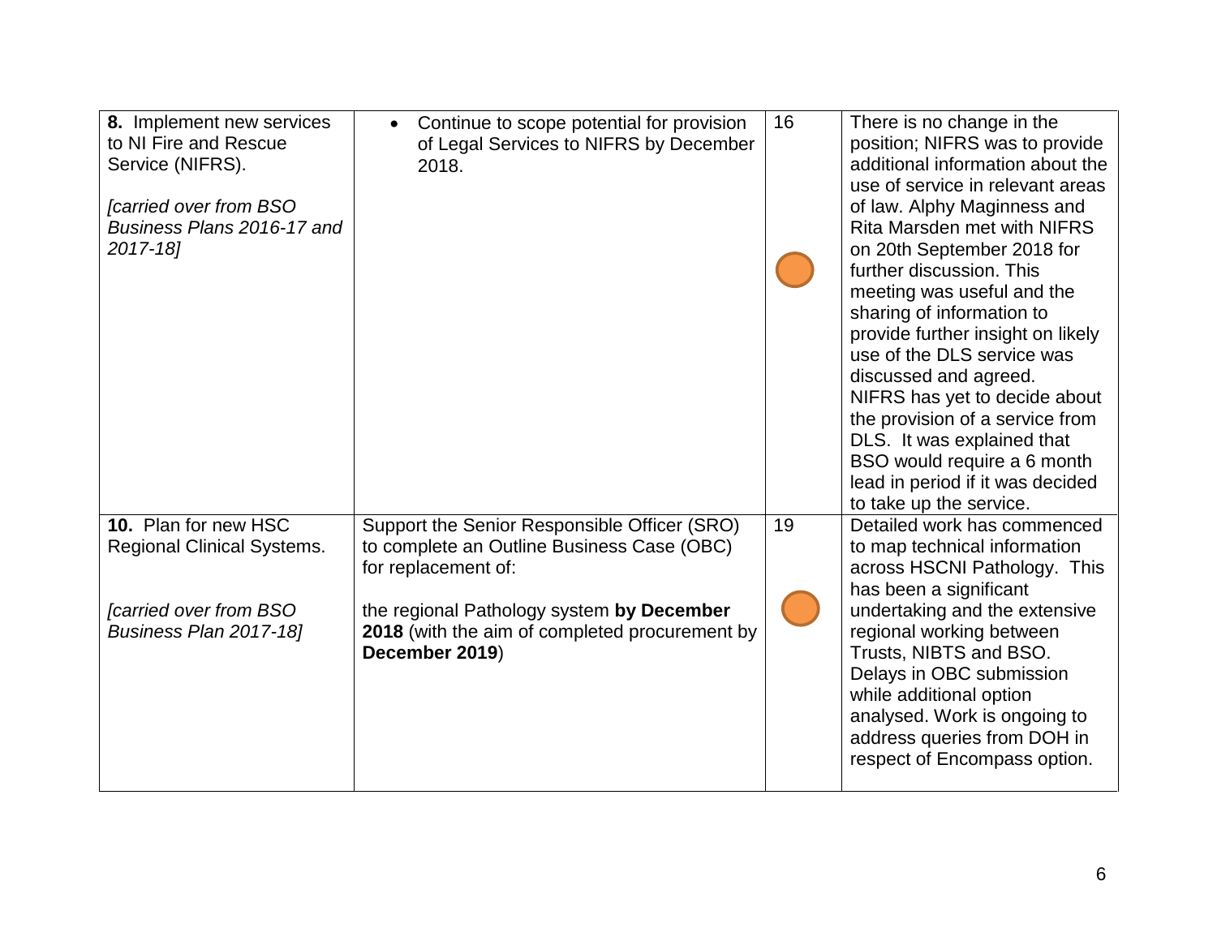| | | | |
|---|---|---|---|
| **8.** Implement new services to NI Fire and Rescue Service (NIFRS).<br><br>*[carried over from BSO Business Plans 2016-17 and 2017-18]* | • Continue to scope potential for provision of Legal Services to NIFRS by December 2018. | 16 | There is no change in the position; NIFRS was to provide additional information about the use of service in relevant areas of law. Alphy Maginness and Rita Marsden met with NIFRS on 20th September 2018 for further discussion. This meeting was useful and the sharing of information to provide further insight on likely use of the DLS service was discussed and agreed. NIFRS has yet to decide about the provision of a service from DLS. It was explained that BSO would require a 6 month lead in period if it was decided to take up the service. |
| **10.** Plan for new HSC Regional Clinical Systems.<br><br>*[carried over from BSO Business Plan 2017-18]* | Support the Senior Responsible Officer (SRO) to complete an Outline Business Case (OBC) for replacement of:<br><br>the regional Pathology system **by December 2018** (with the aim of completed procurement by **December 2019**) | 19 | Detailed work has commenced to map technical information across HSCNI Pathology. This has been a significant undertaking and the extensive regional working between Trusts, NIBTS and BSO. Delays in OBC submission while additional option analysed. Work is ongoing to address queries from DOH in respect of Encompass option. |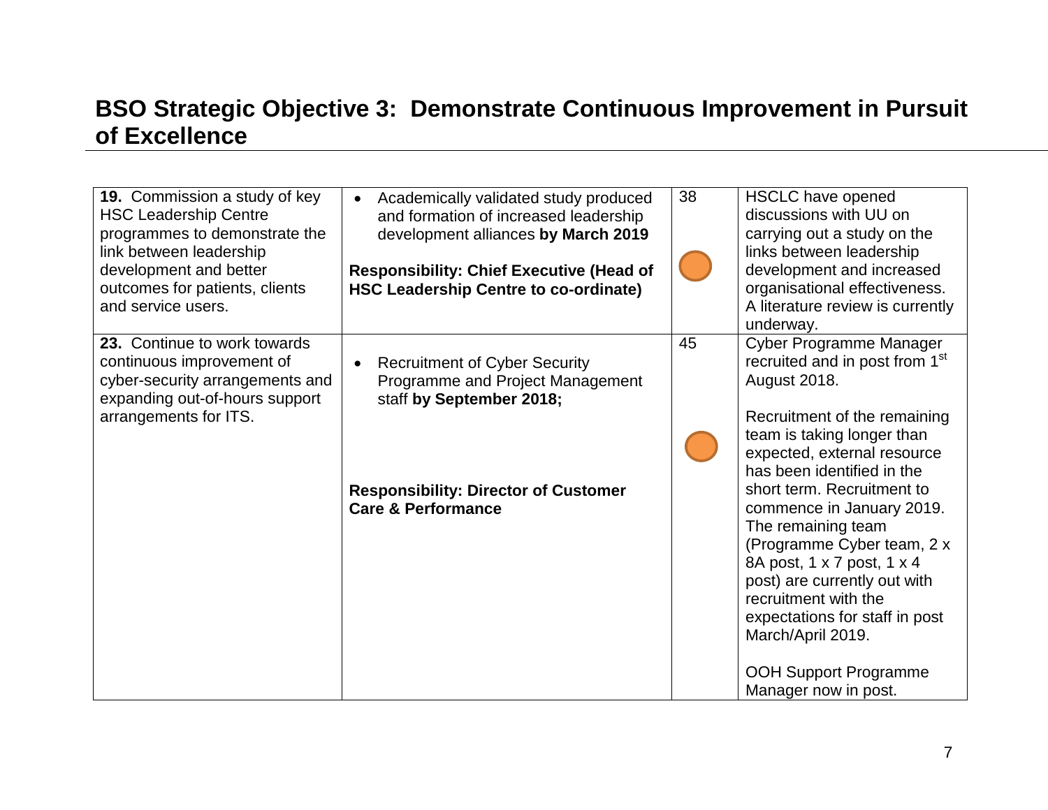## BSO Strategic Objective 3: Demonstrate Continuous Improvement in Pursuit of Excellence

| | | | |
|---|---|---|---|
| **19.** Commission a study of key HSC Leadership Centre programmes to demonstrate the link between leadership development and better outcomes for patients, clients and service users. | • Academically validated study produced and formation of increased leadership development alliances **by March 2019**<br><br>**Responsibility: Chief Executive (Head of HSC Leadership Centre to co-ordinate)** | 38 | HSCLC have opened discussions with UU on carrying out a study on the links between leadership development and increased organisational effectiveness. A literature review is currently underway. |
| **23.** Continue to work towards continuous improvement of cyber-security arrangements and expanding out-of-hours support arrangements for ITS. | • Recruitment of Cyber Security Programme and Project Management staff **by September 2018;**<br><br>**Responsibility: Director of Customer Care & Performance** | 45 | Cyber Programme Manager recruited and in post from 1st August 2018.<br><br>Recruitment of the remaining team is taking longer than expected, external resource has been identified in the short term. Recruitment to commence in January 2019. The remaining team (Programme Cyber team, 2 x 8A post, 1 x 7 post, 1 x 4 post) are currently out with recruitment with the expectations for staff in post March/April 2019.<br><br>OOH Support Programme Manager now in post. |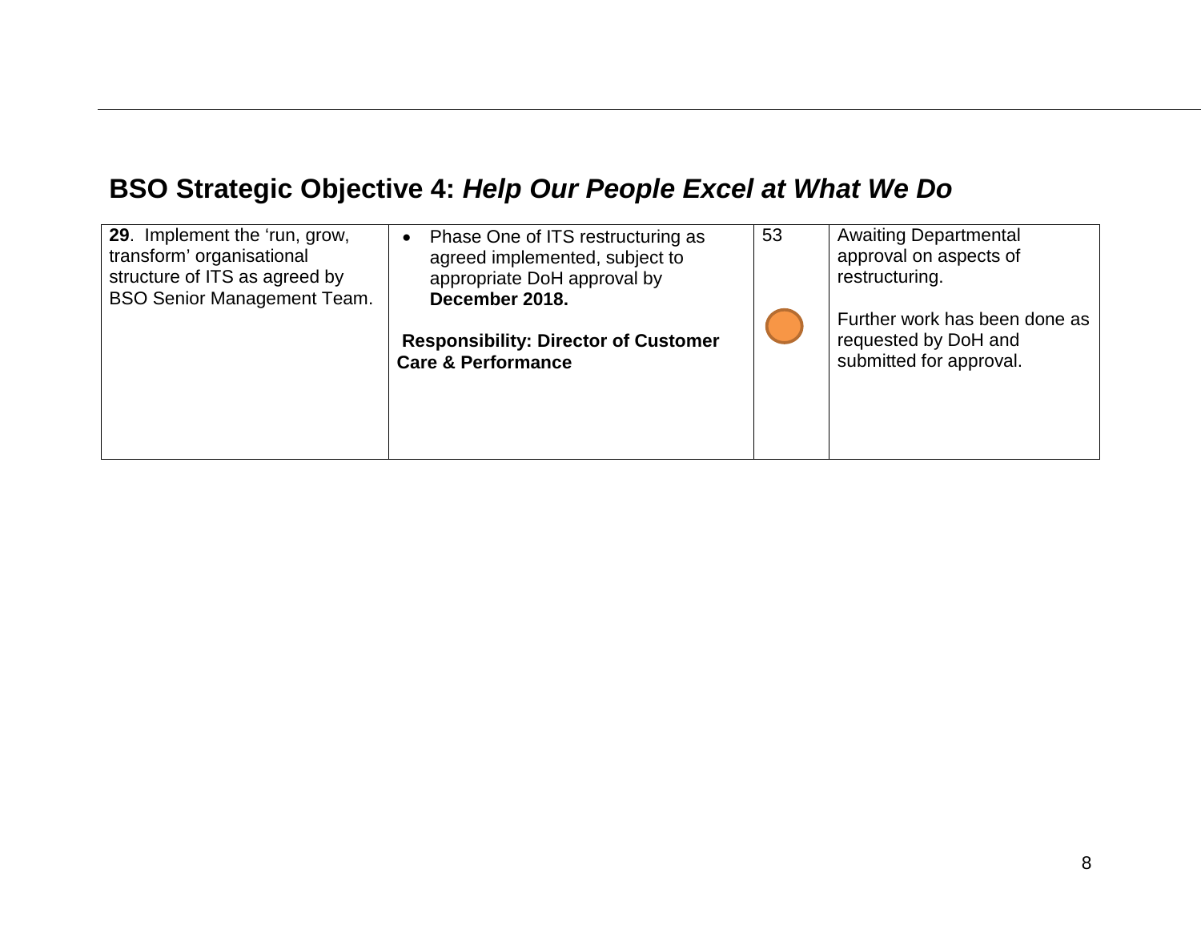## BSO Strategic Objective 4: *Help Our People Excel at What We Do*

| | | | |
|---|---|---|---|
| **29**. Implement the 'run, grow, transform' organisational structure of ITS as agreed by BSO Senior Management Team. | • Phase One of ITS restructuring as agreed implemented, subject to appropriate DoH approval by **December 2018.**<br><br>**Responsibility: Director of Customer Care & Performance** | 53 | Awaiting Departmental approval on aspects of restructuring.<br><br>Further work has been done as requested by DoH and submitted for approval. |